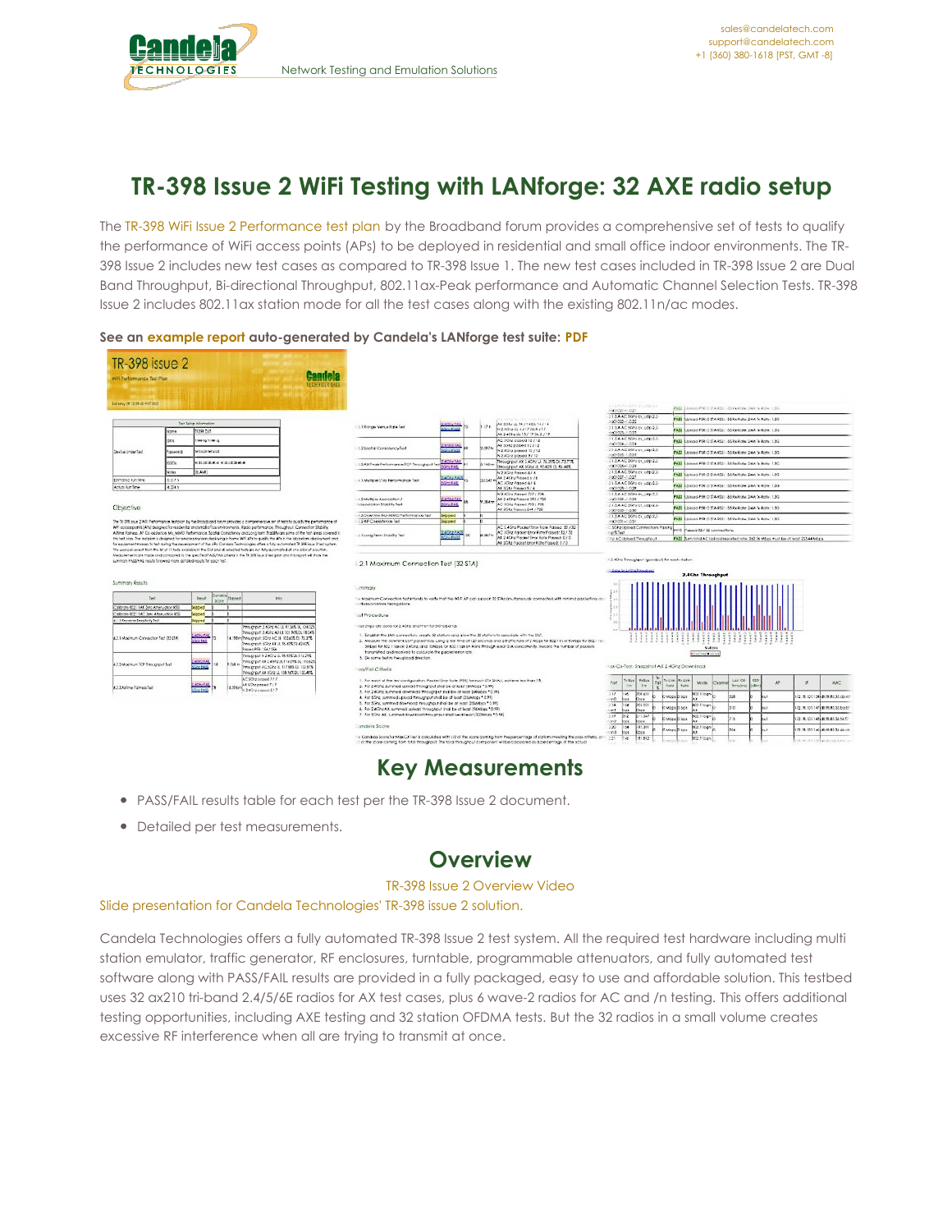# TR-398 Issue 2 WiFi Testing with LANforge: 32 AXE radio setup

The TR-398 WiFi Issue 2 Performance test plan by the Broadband forum provides a comprehensive set of tests to qualify the performance of WiFi access points (APs) to be deployed in residential and small office indoor environments. The TR-398 Issue 2 includes new test cases as compared to TR-398 Issue 1. The new test cases included in TR-398 Issue 2 are Dual Band Throughput, Bi-directional Throughput, 802.11ax-Peak performance and Automatic Channel Selection Tests. TR-398 Issue 2 includes 802.11ax station mode for all the test cases along with the existing 802.11n/ac modes.

**See an example report auto-generated by Candela's LANforge test suite: PDF**

## Key Measurements

- PASS/FAIL results table for each test per the TR-398 Issue 2 document.
- Detailed per test measurements.

## Overview

TR-398 Issue 2 Overview Video

Slide presentation for Candela Technologies' TR-398 issue 2 solution.

Candela Technologies offers a fully automated TR-398 Issue 2 test system. All the required test hardware including multi station emulator, traffic generator, RF enclosures, turntable, programmable attenuators, and fully automated test software along with PASS/FAIL results are provided in a fully packaged, easy to use and affordable solution. This testbed uses 32 ax210 tri-band 2.4/5/6E radios for AX test cases, plus 6 wave-2 radios for AC and /n testing. This offers additional testing opportunities, including AXE testing and 32 station OFDMA tests. But the 32 radios in a small volume creates excessive RF interference when all are trying to transmit at once.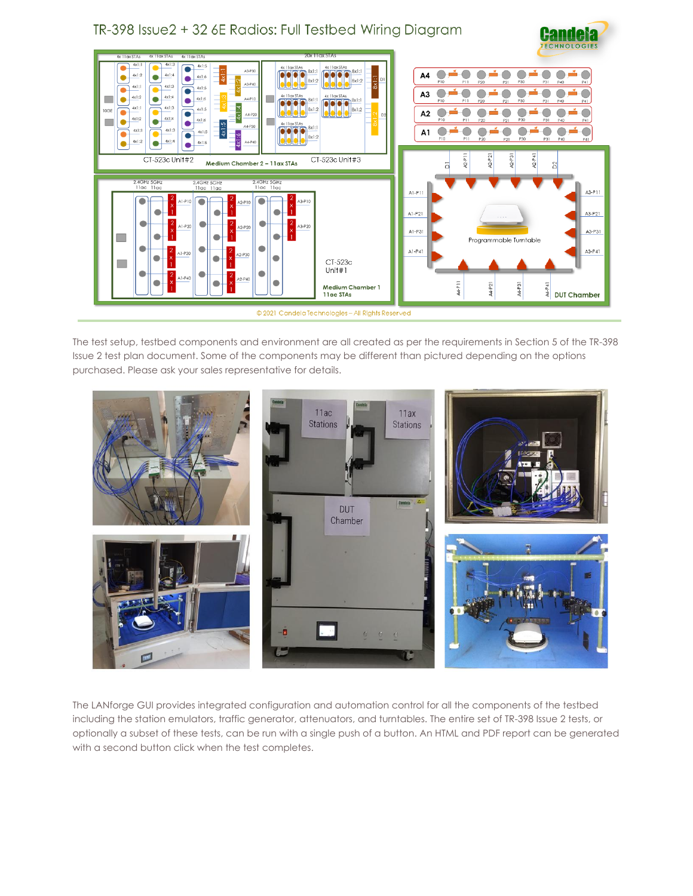# TR-398 Issue2 + 32 6E Radios: Full Testbed Wiring Diagram

© 2021 Candela Technologies – All Rights Reserved

The test setup, testbed components and environment are all created as per the requirements in Section 5 of the TR-398 Issue 2 test plan document. Some of the components may be different than pictured depending on the options purchased. Please ask your sales representative for details.

The LANforge GUI provides integrated configuration and automation control for all the components of the testbed including the station emulators, traffic generator, attenuators, and turntables. The entire set of TR-398 Issue 2 tests, or optionally a subset of these tests, can be run with a single push of a button. An HTML and PDF report can be generated with a second button click when the test completes.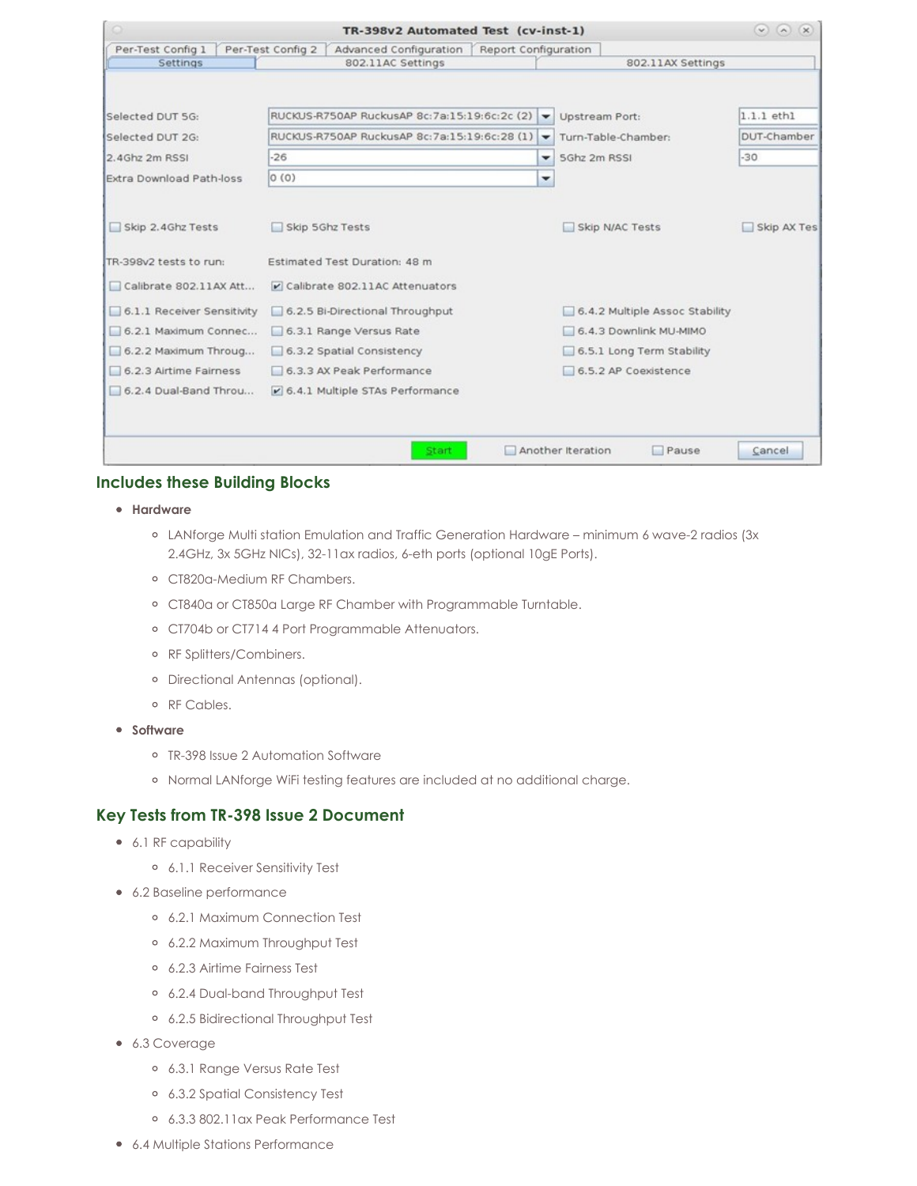## Includes these Building Blocks

- **Hardware**
  - LANforge Multi station Emulation and Traffic Generation Hardware – minimum 6 wave-2 radios (3x 2.4GHz, 3x 5GHz NICs), 32-11ax radios, 6-eth ports (optional 10gE Ports).
  - CT820a-Medium RF Chambers.
  - CT840a or CT850a Large RF Chamber with Programmable Turntable.
  - CT704b or CT714 4 Port Programmable Attenuators.
  - RF Splitters/Combiners.
  - Directional Antennas (optional).
  - RF Cables.
- **Software**
  - TR-398 Issue 2 Automation Software
  - Normal LANforge WiFi testing features are included at no additional charge.

## Key Tests from TR-398 Issue 2 Document

- 6.1 RF capability
  - 6.1.1 Receiver Sensitivity Test
- 6.2 Baseline performance
  - 6.2.1 Maximum Connection Test
  - 6.2.2 Maximum Throughput Test
  - 6.2.3 Airtime Fairness Test
  - 6.2.4 Dual-band Throughput Test
  - 6.2.5 Bidirectional Throughput Test
- 6.3 Coverage
  - 6.3.1 Range Versus Rate Test
  - 6.3.2 Spatial Consistency Test
  - 6.3.3 802.11ax Peak Performance Test
- 6.4 Multiple Stations Performance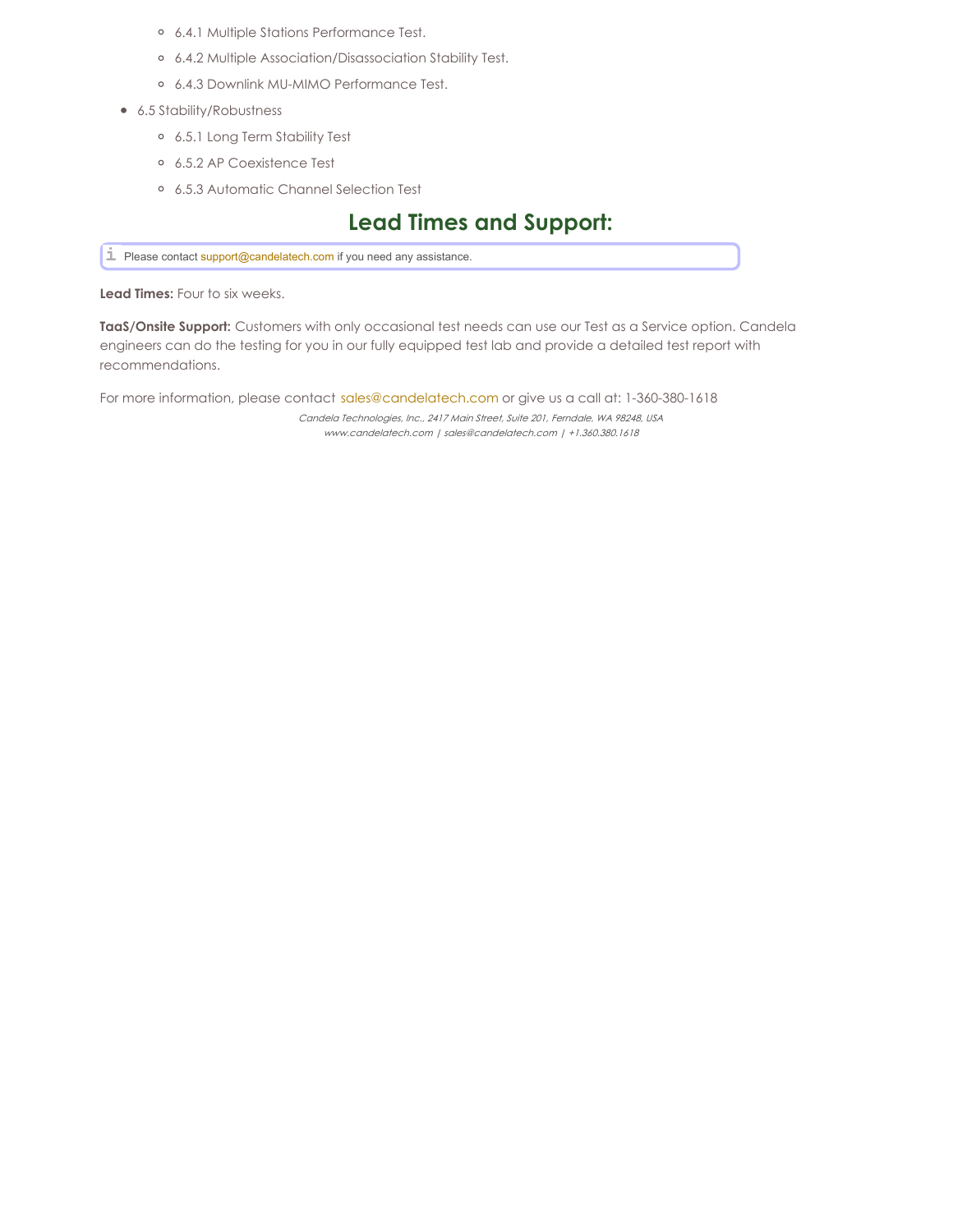- 6.4.1 Multiple Stations Performance Test.
    - 6.4.2 Multiple Association/Disassociation Stability Test.
    - 6.4.3 Downlink MU-MIMO Performance Test.
- 6.5 Stability/Robustness
    - 6.5.1 Long Term Stability Test
    - 6.5.2 AP Coexistence Test
    - 6.5.3 Automatic Channel Selection Test

## Lead Times and Support:

> Please contact support@candelatech.com if you need any assistance.

**Lead Times:** Four to six weeks.

**TaaS/Onsite Support:** Customers with only occasional test needs can use our Test as a Service option. Candela engineers can do the testing for you in our fully equipped test lab and provide a detailed test report with recommendations.

For more information, please contact sales@candelatech.com or give us a call at: 1-360-380-1618

*Candela Technologies, Inc., 2417 Main Street, Suite 201, Ferndale, WA 98248, USA*
*www.candelatech.com | sales@candelatech.com | +1.360.380.1618*